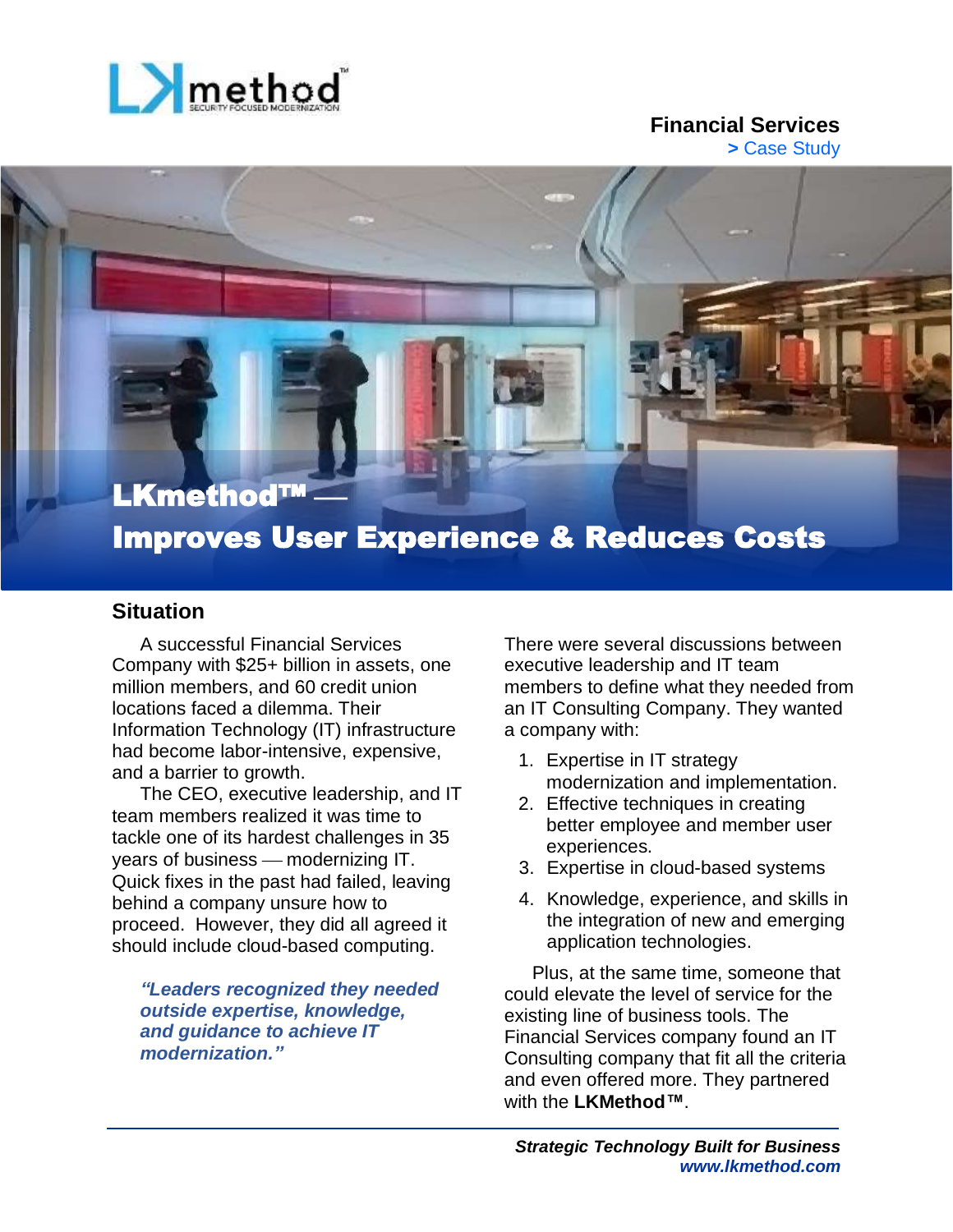**Financial Services**
**>** Case Study

# LKmethod™ — Improves User Experience & Reduces Costs

## Situation

A successful Financial Services Company with $25+ billion in assets, one million members, and 60 credit union locations faced a dilemma. Their Information Technology (IT) infrastructure had become labor-intensive, expensive, and a barrier to growth.

The CEO, executive leadership, and IT team members realized it was time to tackle one of its hardest challenges in 35 years of business — modernizing IT. Quick fixes in the past had failed, leaving behind a company unsure how to proceed. However, they did all agreed it should include cloud-based computing.

> ***"Leaders recognized they needed outside expertise, knowledge, and guidance to achieve IT modernization."***

There were several discussions between executive leadership and IT team members to define what they needed from an IT Consulting Company. They wanted a company with:

1. Expertise in IT strategy modernization and implementation.
2. Effective techniques in creating better employee and member user experiences.
3. Expertise in cloud-based systems
4. Knowledge, experience, and skills in the integration of new and emerging application technologies.

Plus, at the same time, someone that could elevate the level of service for the existing line of business tools. The Financial Services company found an IT Consulting company that fit all the criteria and even offered more. They partnered with the **LKMethod™**.

***Strategic Technology Built for Business***
***www.lkmethod.com***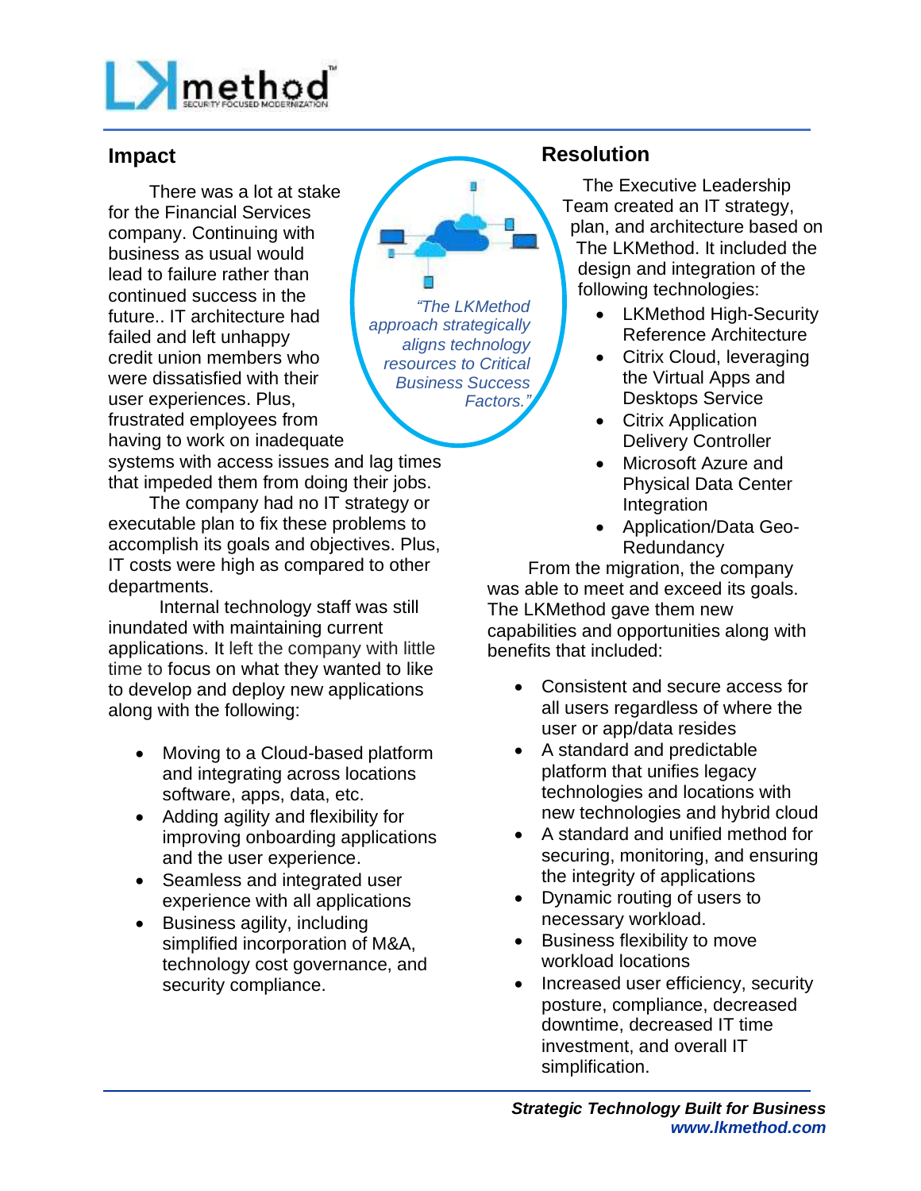## Impact

There was a lot at stake for the Financial Services company. Continuing with business as usual would lead to failure rather than continued success in the future.. IT architecture had failed and left unhappy credit union members who were dissatisfied with their user experiences. Plus, frustrated employees from having to work on inadequate systems with access issues and lag times that impeded them from doing their jobs.

The company had no IT strategy or executable plan to fix these problems to accomplish its goals and objectives. Plus, IT costs were high as compared to other departments.

Internal technology staff was still inundated with maintaining current applications. It left the company with little time to focus on what they wanted to like to develop and deploy new applications along with the following:

- Moving to a Cloud-based platform and integrating across locations software, apps, data, etc.
- Adding agility and flexibility for improving onboarding applications and the user experience.
- Seamless and integrated user experience with all applications
- Business agility, including simplified incorporation of M&A, technology cost governance, and security compliance.

*"The LKMethod approach strategically aligns technology resources to Critical Business Success Factors."*

## Resolution

The Executive Leadership Team created an IT strategy, plan, and architecture based on The LKMethod. It included the design and integration of the following technologies:

- LKMethod High-Security Reference Architecture
- Citrix Cloud, leveraging the Virtual Apps and Desktops Service
- Citrix Application Delivery Controller
- Microsoft Azure and Physical Data Center Integration
- Application/Data Geo-Redundancy

From the migration, the company was able to meet and exceed its goals. The LKMethod gave them new capabilities and opportunities along with benefits that included:

- Consistent and secure access for all users regardless of where the user or app/data resides
- A standard and predictable platform that unifies legacy technologies and locations with new technologies and hybrid cloud
- A standard and unified method for securing, monitoring, and ensuring the integrity of applications
- Dynamic routing of users to necessary workload.
- Business flexibility to move workload locations
- Increased user efficiency, security posture, compliance, decreased downtime, decreased IT time investment, and overall IT simplification.

***Strategic Technology Built for Business***
***www.lkmethod.com***